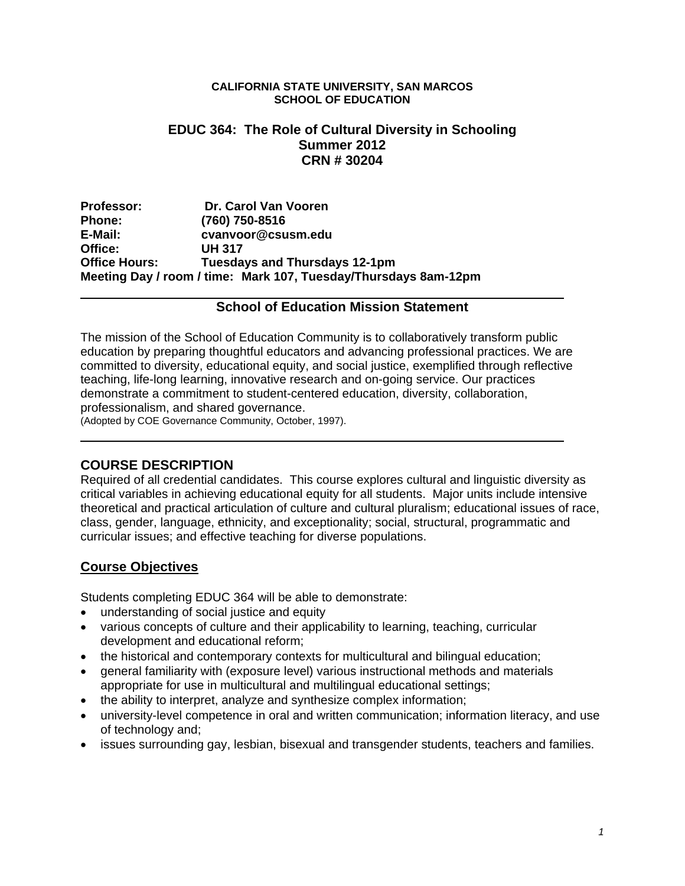**CALIFORNIA STATE UNIVERSITY, SAN MARCOS**
**SCHOOL OF EDUCATION**

# EDUC 364: The Role of Cultural Diversity in Schooling
## Summer 2012
## CRN # 30204

**Professor:** Dr. Carol Van Vooren
**Phone:** (760) 750-8516
**E-Mail:** cvanvoor@csusm.edu
**Office:** UH 317
**Office Hours:** Tuesdays and Thursdays 12-1pm
**Meeting Day / room / time:** Mark 107, Tuesday/Thursdays 8am-12pm

---

### School of Education Mission Statement

The mission of the School of Education Community is to collaboratively transform public education by preparing thoughtful educators and advancing professional practices. We are committed to diversity, educational equity, and social justice, exemplified through reflective teaching, life-long learning, innovative research and on-going service. Our practices demonstrate a commitment to student-centered education, diversity, collaboration, professionalism, and shared governance.
(Adopted by COE Governance Community, October, 1997).

---

## COURSE DESCRIPTION

Required of all credential candidates. This course explores cultural and linguistic diversity as critical variables in achieving educational equity for all students. Major units include intensive theoretical and practical articulation of culture and cultural pluralism; educational issues of race, class, gender, language, ethnicity, and exceptionality; social, structural, programmatic and curricular issues; and effective teaching for diverse populations.

## Course Objectives

Students completing EDUC 364 will be able to demonstrate:

- understanding of social justice and equity
- various concepts of culture and their applicability to learning, teaching, curricular development and educational reform;
- the historical and contemporary contexts for multicultural and bilingual education;
- general familiarity with (exposure level) various instructional methods and materials appropriate for use in multicultural and multilingual educational settings;
- the ability to interpret, analyze and synthesize complex information;
- university-level competence in oral and written communication; information literacy, and use of technology and;
- issues surrounding gay, lesbian, bisexual and transgender students, teachers and families.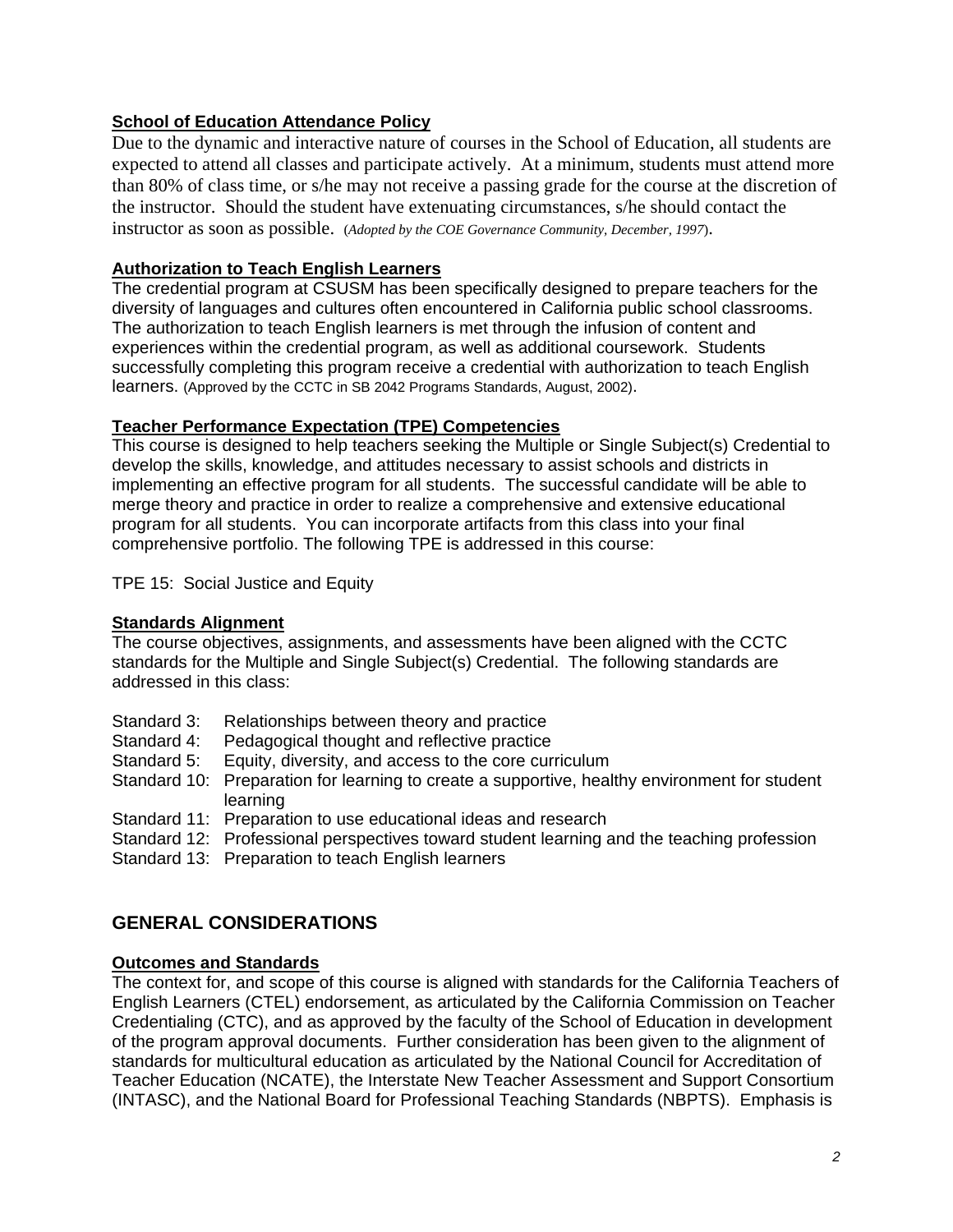**School of Education Attendance Policy**

Due to the dynamic and interactive nature of courses in the School of Education, all students are expected to attend all classes and participate actively. At a minimum, students must attend more than 80% of class time, or s/he may not receive a passing grade for the course at the discretion of the instructor. Should the student have extenuating circumstances, s/he should contact the instructor as soon as possible. (*Adopted by the COE Governance Community, December, 1997*).

**Authorization to Teach English Learners**

The credential program at CSUSM has been specifically designed to prepare teachers for the diversity of languages and cultures often encountered in California public school classrooms. The authorization to teach English learners is met through the infusion of content and experiences within the credential program, as well as additional coursework. Students successfully completing this program receive a credential with authorization to teach English learners. (Approved by the CCTC in SB 2042 Programs Standards, August, 2002).

**Teacher Performance Expectation (TPE) Competencies**

This course is designed to help teachers seeking the Multiple or Single Subject(s) Credential to develop the skills, knowledge, and attitudes necessary to assist schools and districts in implementing an effective program for all students. The successful candidate will be able to merge theory and practice in order to realize a comprehensive and extensive educational program for all students. You can incorporate artifacts from this class into your final comprehensive portfolio. The following TPE is addressed in this course:

TPE 15: Social Justice and Equity

**Standards Alignment**

The course objectives, assignments, and assessments have been aligned with the CCTC standards for the Multiple and Single Subject(s) Credential. The following standards are addressed in this class:

- Standard 3: Relationships between theory and practice
- Standard 4: Pedagogical thought and reflective practice
- Standard 5: Equity, diversity, and access to the core curriculum
- Standard 10: Preparation for learning to create a supportive, healthy environment for student learning
- Standard 11: Preparation to use educational ideas and research
- Standard 12: Professional perspectives toward student learning and the teaching profession
- Standard 13: Preparation to teach English learners

## GENERAL CONSIDERATIONS

**Outcomes and Standards**

The context for, and scope of this course is aligned with standards for the California Teachers of English Learners (CTEL) endorsement, as articulated by the California Commission on Teacher Credentialing (CTC), and as approved by the faculty of the School of Education in development of the program approval documents. Further consideration has been given to the alignment of standards for multicultural education as articulated by the National Council for Accreditation of Teacher Education (NCATE), the Interstate New Teacher Assessment and Support Consortium (INTASC), and the National Board for Professional Teaching Standards (NBPTS). Emphasis is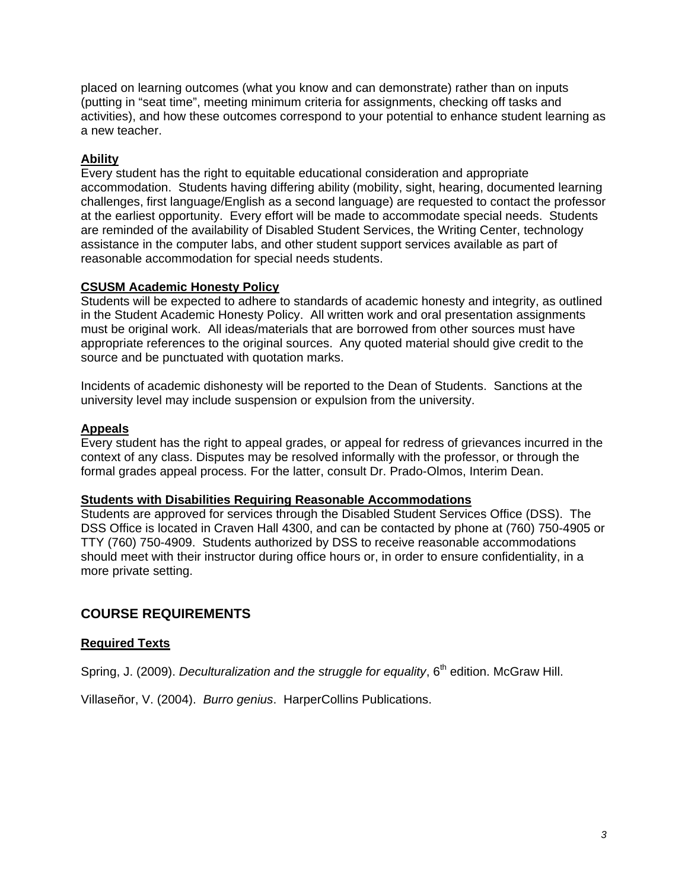placed on learning outcomes (what you know and can demonstrate) rather than on inputs (putting in "seat time", meeting minimum criteria for assignments, checking off tasks and activities), and how these outcomes correspond to your potential to enhance student learning as a new teacher.

**Ability**

Every student has the right to equitable educational consideration and appropriate accommodation. Students having differing ability (mobility, sight, hearing, documented learning challenges, first language/English as a second language) are requested to contact the professor at the earliest opportunity. Every effort will be made to accommodate special needs. Students are reminded of the availability of Disabled Student Services, the Writing Center, technology assistance in the computer labs, and other student support services available as part of reasonable accommodation for special needs students.

**CSUSM Academic Honesty Policy**

Students will be expected to adhere to standards of academic honesty and integrity, as outlined in the Student Academic Honesty Policy. All written work and oral presentation assignments must be original work. All ideas/materials that are borrowed from other sources must have appropriate references to the original sources. Any quoted material should give credit to the source and be punctuated with quotation marks.

Incidents of academic dishonesty will be reported to the Dean of Students. Sanctions at the university level may include suspension or expulsion from the university.

**Appeals**

Every student has the right to appeal grades, or appeal for redress of grievances incurred in the context of any class. Disputes may be resolved informally with the professor, or through the formal grades appeal process. For the latter, consult Dr. Prado-Olmos, Interim Dean.

**Students with Disabilities Requiring Reasonable Accommodations**

Students are approved for services through the Disabled Student Services Office (DSS). The DSS Office is located in Craven Hall 4300, and can be contacted by phone at (760) 750-4905 or TTY (760) 750-4909. Students authorized by DSS to receive reasonable accommodations should meet with their instructor during office hours or, in order to ensure confidentiality, in a more private setting.

## COURSE REQUIREMENTS

**Required Texts**

Spring, J. (2009). *Deculturalization and the struggle for equality*, 6th edition. McGraw Hill.

Villaseñor, V. (2004). *Burro genius*. HarperCollins Publications.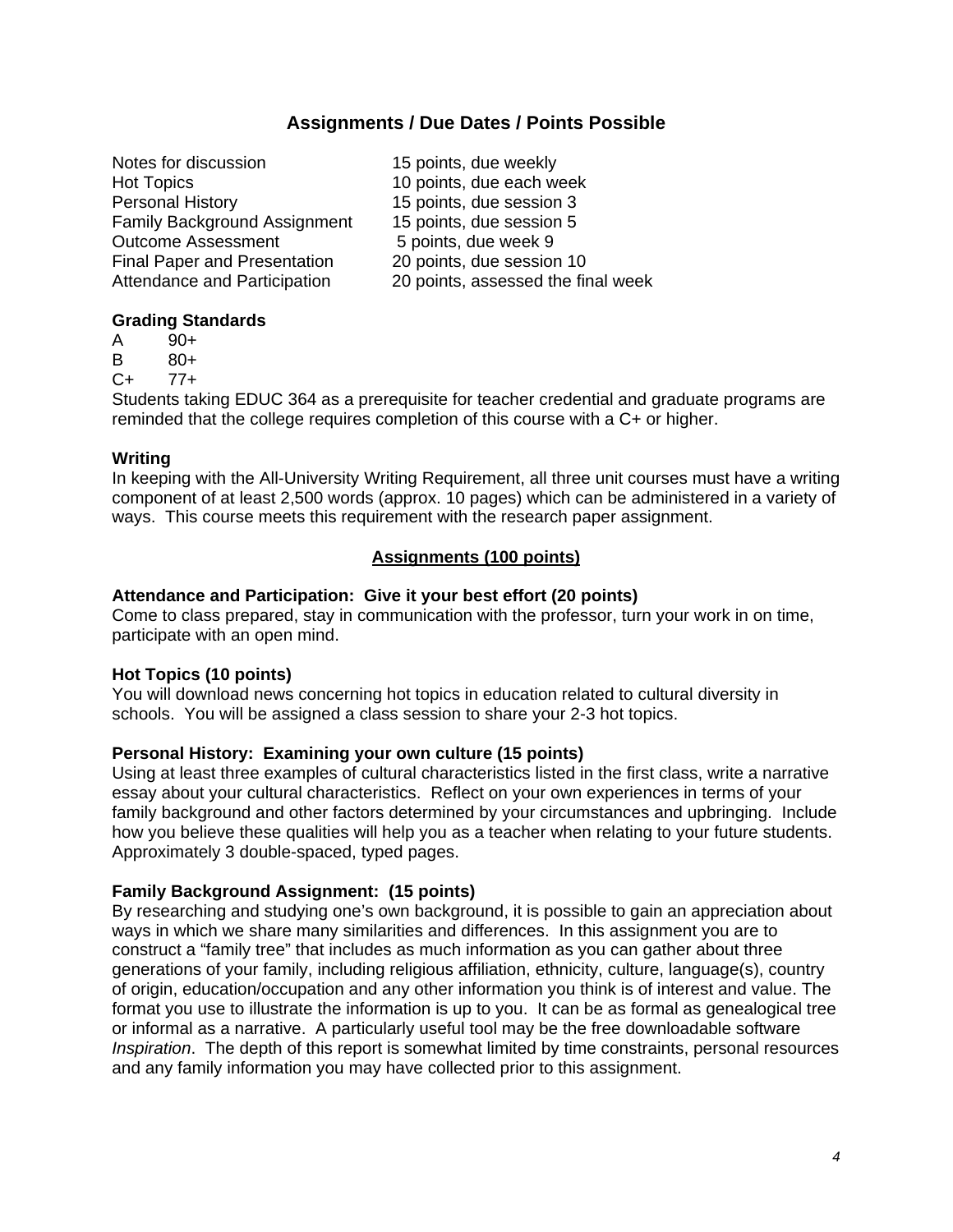## Assignments / Due Dates / Points Possible

| | |
|---|---|
| Notes for discussion | 15 points, due weekly |
| Hot Topics | 10 points, due each week |
| Personal History | 15 points, due session 3 |
| Family Background Assignment | 15 points, due session 5 |
| Outcome Assessment | 5 points, due week 9 |
| Final Paper and Presentation | 20 points, due session 10 |
| Attendance and Participation | 20 points, assessed the final week |

**Grading Standards**

A 90+

B 80+

C+ 77+

Students taking EDUC 364 as a prerequisite for teacher credential and graduate programs are reminded that the college requires completion of this course with a C+ or higher.

**Writing**

In keeping with the All-University Writing Requirement, all three unit courses must have a writing component of at least 2,500 words (approx. 10 pages) which can be administered in a variety of ways. This course meets this requirement with the research paper assignment.

### Assignments (100 points)

**Attendance and Participation: Give it your best effort (20 points)**

Come to class prepared, stay in communication with the professor, turn your work in on time, participate with an open mind.

**Hot Topics (10 points)**

You will download news concerning hot topics in education related to cultural diversity in schools. You will be assigned a class session to share your 2-3 hot topics.

**Personal History: Examining your own culture (15 points)**

Using at least three examples of cultural characteristics listed in the first class, write a narrative essay about your cultural characteristics. Reflect on your own experiences in terms of your family background and other factors determined by your circumstances and upbringing. Include how you believe these qualities will help you as a teacher when relating to your future students. Approximately 3 double-spaced, typed pages.

**Family Background Assignment: (15 points)**

By researching and studying one's own background, it is possible to gain an appreciation about ways in which we share many similarities and differences. In this assignment you are to construct a "family tree" that includes as much information as you can gather about three generations of your family, including religious affiliation, ethnicity, culture, language(s), country of origin, education/occupation and any other information you think is of interest and value. The format you use to illustrate the information is up to you. It can be as formal as genealogical tree or informal as a narrative. A particularly useful tool may be the free downloadable software *Inspiration*. The depth of this report is somewhat limited by time constraints, personal resources and any family information you may have collected prior to this assignment.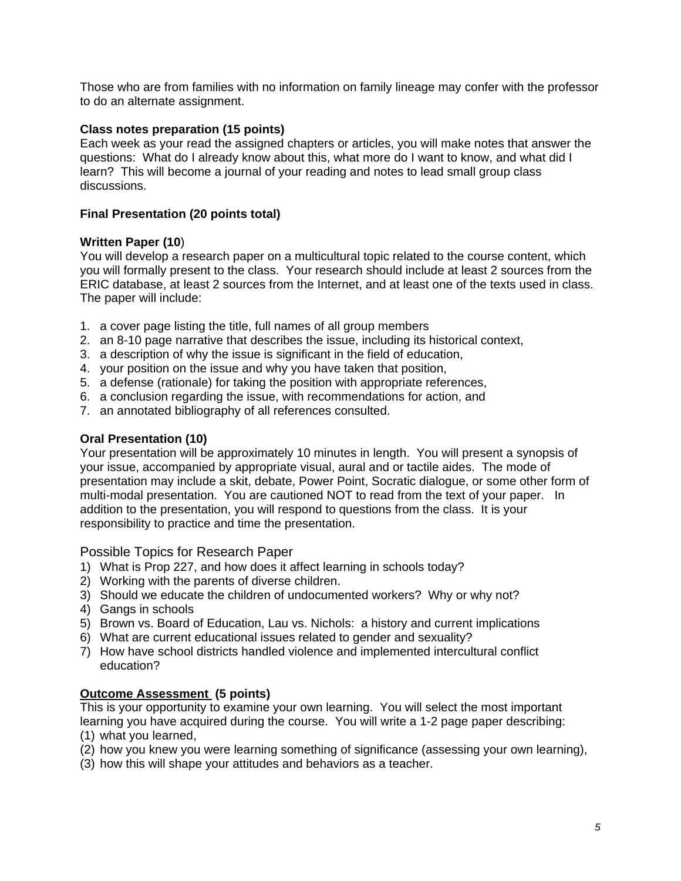Those who are from families with no information on family lineage may confer with the professor to do an alternate assignment.

**Class notes preparation (15 points)**
Each week as your read the assigned chapters or articles, you will make notes that answer the questions: What do I already know about this, what more do I want to know, and what did I learn? This will become a journal of your reading and notes to lead small group class discussions.

**Final Presentation (20 points total)**

**Written Paper (10**)
You will develop a research paper on a multicultural topic related to the course content, which you will formally present to the class. Your research should include at least 2 sources from the ERIC database, at least 2 sources from the Internet, and at least one of the texts used in class. The paper will include:

1. a cover page listing the title, full names of all group members
2. an 8-10 page narrative that describes the issue, including its historical context,
3. a description of why the issue is significant in the field of education,
4. your position on the issue and why you have taken that position,
5. a defense (rationale) for taking the position with appropriate references,
6. a conclusion regarding the issue, with recommendations for action, and
7. an annotated bibliography of all references consulted.

**Oral Presentation (10)**
Your presentation will be approximately 10 minutes in length. You will present a synopsis of your issue, accompanied by appropriate visual, aural and or tactile aides. The mode of presentation may include a skit, debate, Power Point, Socratic dialogue, or some other form of multi-modal presentation. You are cautioned NOT to read from the text of your paper. In addition to the presentation, you will respond to questions from the class. It is your responsibility to practice and time the presentation.

Possible Topics for Research Paper

1) What is Prop 227, and how does it affect learning in schools today?
2) Working with the parents of diverse children.
3) Should we educate the children of undocumented workers? Why or why not?
4) Gangs in schools
5) Brown vs. Board of Education, Lau vs. Nichols: a history and current implications
6) What are current educational issues related to gender and sexuality?
7) How have school districts handled violence and implemented intercultural conflict education?

**Outcome Assessment (5 points)**
This is your opportunity to examine your own learning. You will select the most important learning you have acquired during the course. You will write a 1-2 page paper describing:

(1) what you learned,
(2) how you knew you were learning something of significance (assessing your own learning),
(3) how this will shape your attitudes and behaviors as a teacher.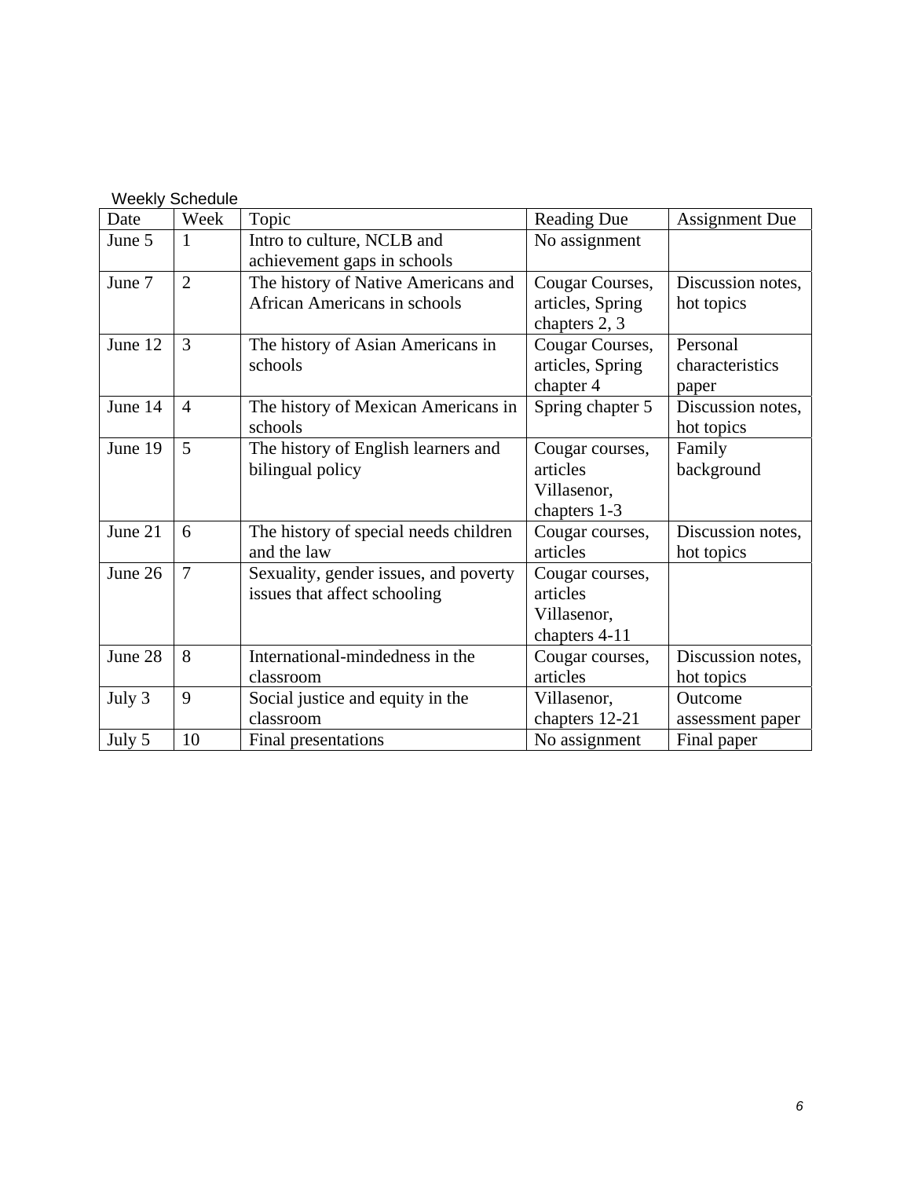Weekly Schedule

| Date | Week | Topic | Reading Due | Assignment Due |
|---|---|---|---|---|
| June 5 | 1 | Intro to culture, NCLB and achievement gaps in schools | No assignment | |
| June 7 | 2 | The history of Native Americans and African Americans in schools | Cougar Courses, articles, Spring chapters 2, 3 | Discussion notes, hot topics |
| June 12 | 3 | The history of Asian Americans in schools | Cougar Courses, articles, Spring chapter 4 | Personal characteristics paper |
| June 14 | 4 | The history of Mexican Americans in schools | Spring chapter 5 | Discussion notes, hot topics |
| June 19 | 5 | The history of English learners and bilingual policy | Cougar courses, articles Villasenor, chapters 1-3 | Family background |
| June 21 | 6 | The history of special needs children and the law | Cougar courses, articles | Discussion notes, hot topics |
| June 26 | 7 | Sexuality, gender issues, and poverty issues that affect schooling | Cougar courses, articles Villasenor, chapters 4-11 | |
| June 28 | 8 | International-mindedness in the classroom | Cougar courses, articles | Discussion notes, hot topics |
| July 3 | 9 | Social justice and equity in the classroom | Villasenor, chapters 12-21 | Outcome assessment paper |
| July 5 | 10 | Final presentations | No assignment | Final paper |